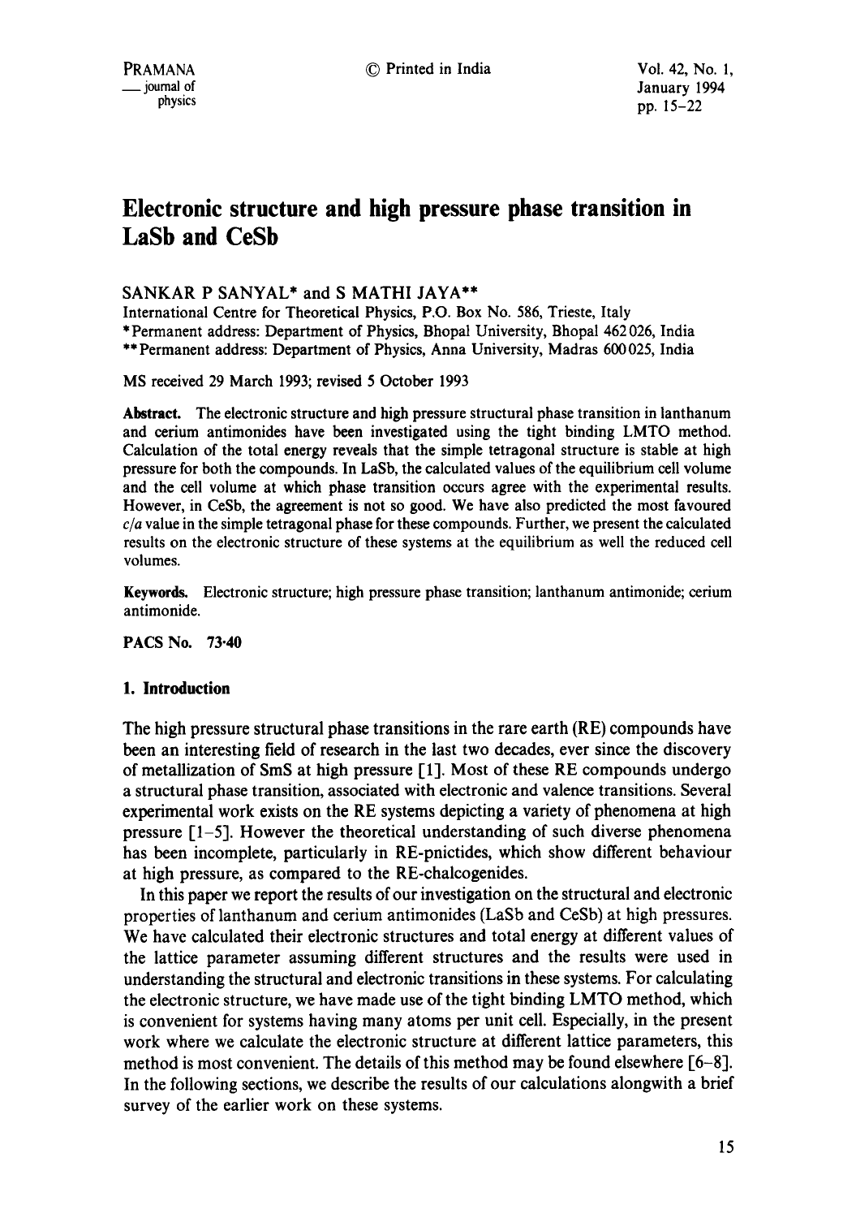# Electronic structure and high pressure phase transition in LaSb and CeSb

SANKAR P SANYAL* and S MATHI JAYA**

International Centre for Theoretical Physics, P.O. Box No. 586, Trieste, Italy

*Permanent address: Department of Physics, Bhopal University, Bhopal 462 026, India

**Permanent address: Department of Physics, Anna University, Madras 600 025, India

MS received 29 March 1993; revised 5 October 1993

**Abstract.** The electronic structure and high pressure structural phase transition in lanthanum and cerium antimonides have been investigated using the tight binding LMTO method. Calculation of the total energy reveals that the simple tetragonal structure is stable at high pressure for both the compounds. In LaSb, the calculated values of the equilibrium cell volume and the cell volume at which phase transition occurs agree with the experimental results. However, in CeSb, the agreement is not so good. We have also predicted the most favoured $c/a$ value in the simple tetragonal phase for these compounds. Further, we present the calculated results on the electronic structure of these systems at the equilibrium as well the reduced cell volumes.

**Keywords.** Electronic structure; high pressure phase transition; lanthanum antimonide; cerium antimonide.

**PACS No. 73·40**

## 1. Introduction

The high pressure structural phase transitions in the rare earth (RE) compounds have been an interesting field of research in the last two decades, ever since the discovery of metallization of SmS at high pressure [1]. Most of these RE compounds undergo a structural phase transition, associated with electronic and valence transitions. Several experimental work exists on the RE systems depicting a variety of phenomena at high pressure [1–5]. However the theoretical understanding of such diverse phenomena has been incomplete, particularly in RE-pnictides, which show different behaviour at high pressure, as compared to the RE-chalcogenides.

In this paper we report the results of our investigation on the structural and electronic properties of lanthanum and cerium antimonides (LaSb and CeSb) at high pressures. We have calculated their electronic structures and total energy at different values of the lattice parameter assuming different structures and the results were used in understanding the structural and electronic transitions in these systems. For calculating the electronic structure, we have made use of the tight binding LMTO method, which is convenient for systems having many atoms per unit cell. Especially, in the present work where we calculate the electronic structure at different lattice parameters, this method is most convenient. The details of this method may be found elsewhere [6–8]. In the following sections, we describe the results of our calculations alongwith a brief survey of the earlier work on these systems.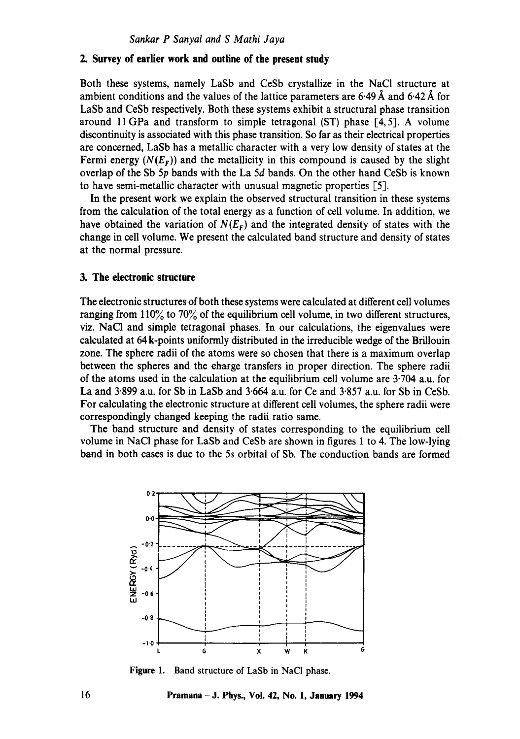## 2. Survey of earlier work and outline of the present study

Both these systems, namely LaSb and CeSb crystallize in the NaCl structure at ambient conditions and the values of the lattice parameters are 6·49 Å and 6·42 Å for LaSb and CeSb respectively. Both these systems exhibit a structural phase transition around 11 GPa and transform to simple tetragonal (ST) phase [4, 5]. A volume discontinuity is associated with this phase transition. So far as their electrical properties are concerned, LaSb has a metallic character with a very low density of states at the Fermi energy ($N(E_F)$) and the metallicity in this compound is caused by the slight overlap of the Sb $5p$ bands with the La $5d$ bands. On the other hand CeSb is known to have semi-metallic character with unusual magnetic properties [5].

In the present work we explain the observed structural transition in these systems from the calculation of the total energy as a function of cell volume. In addition, we have obtained the variation of $N(E_F)$ and the integrated density of states with the change in cell volume. We present the calculated band structure and density of states at the normal pressure.

## 3. The electronic structure

The electronic structures of both these systems were calculated at different cell volumes ranging from 110% to 70% of the equilibrium cell volume, in two different structures, viz. NaCl and simple tetragonal phases. In our calculations, the eigenvalues were calculated at 64 **k**-points uniformly distributed in the irreducible wedge of the Brillouin zone. The sphere radii of the atoms were so chosen that there is a maximum overlap between the spheres and the charge transfers in proper direction. The sphere radii of the atoms used in the calculation at the equilibrium cell volume are 3·704 a.u. for La and 3·899 a.u. for Sb in LaSb and 3·664 a.u. for Ce and 3·857 a.u. for Sb in CeSb. For calculating the electronic structure at different cell volumes, the sphere radii were correspondingly changed keeping the radii ratio same.

The band structure and density of states corresponding to the equilibrium cell volume in NaCl phase for LaSb and CeSb are shown in figures 1 to 4. The low-lying band in both cases is due to the $5s$ orbital of Sb. The conduction bands are formed

**Figure 1.** Band structure of LaSb in NaCl phase.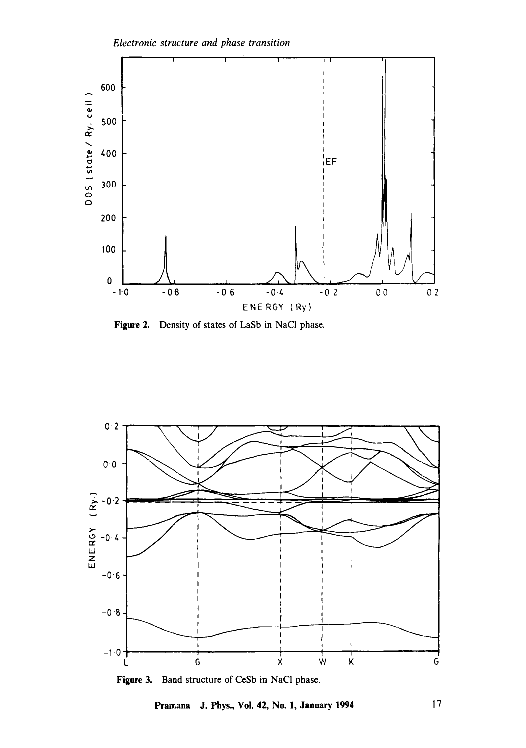Figure 2. Density of states of LaSb in NaCl phase.

Figure 3. Band structure of CeSb in NaCl phase.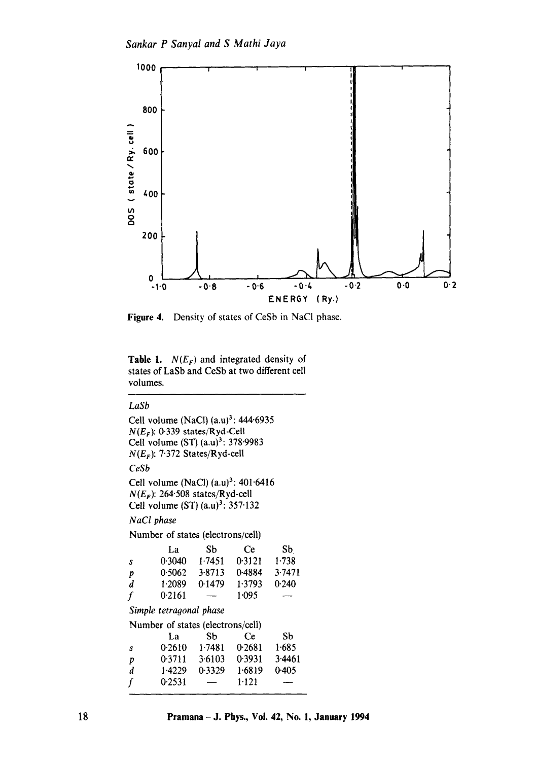**Figure 4.** Density of states of CeSb in NaCl phase.

**Table 1.** $N(E_F)$ and integrated density of states of LaSb and CeSb at two different cell volumes.

*LaSb*

Cell volume (NaCl) $(\text{a.u})^3$: 444·6935
$N(E_F)$: 0·339 states/Ryd-Cell
Cell volume (ST) $(\text{a.u})^3$: 378·9983
$N(E_F)$: 7·372 States/Ryd-cell

*CeSb*

Cell volume (NaCl) $(\text{a.u})^3$: 401·6416
$N(E_F)$: 264·508 states/Ryd-cell
Cell volume (ST) $(\text{a.u})^3$: 357·132

*NaCl phase*

Number of states (electrons/cell)

| | La | Sb | Ce | Sb |
|---|---|---|---|---|
| *s* | 0·3040 | 1·7451 | 0·3121 | 1·738 |
| *p* | 0·5062 | 3·8713 | 0·4884 | 3·7471 |
| *d* | 1·2089 | 0·1479 | 1·3793 | 0·240 |
| *f* | 0·2161 | — | 1·095 | — |

*Simple tetragonal phase*

Number of states (electrons/cell)

| | La | Sb | Ce | Sb |
|---|---|---|---|---|
| *s* | 0·2610 | 1·7481 | 0·2681 | 1·685 |
| *p* | 0·3711 | 3·6103 | 0·3931 | 3·4461 |
| *d* | 1·4229 | 0·3329 | 1·6819 | 0·405 |
| *f* | 0·2531 | — | 1·121 | — |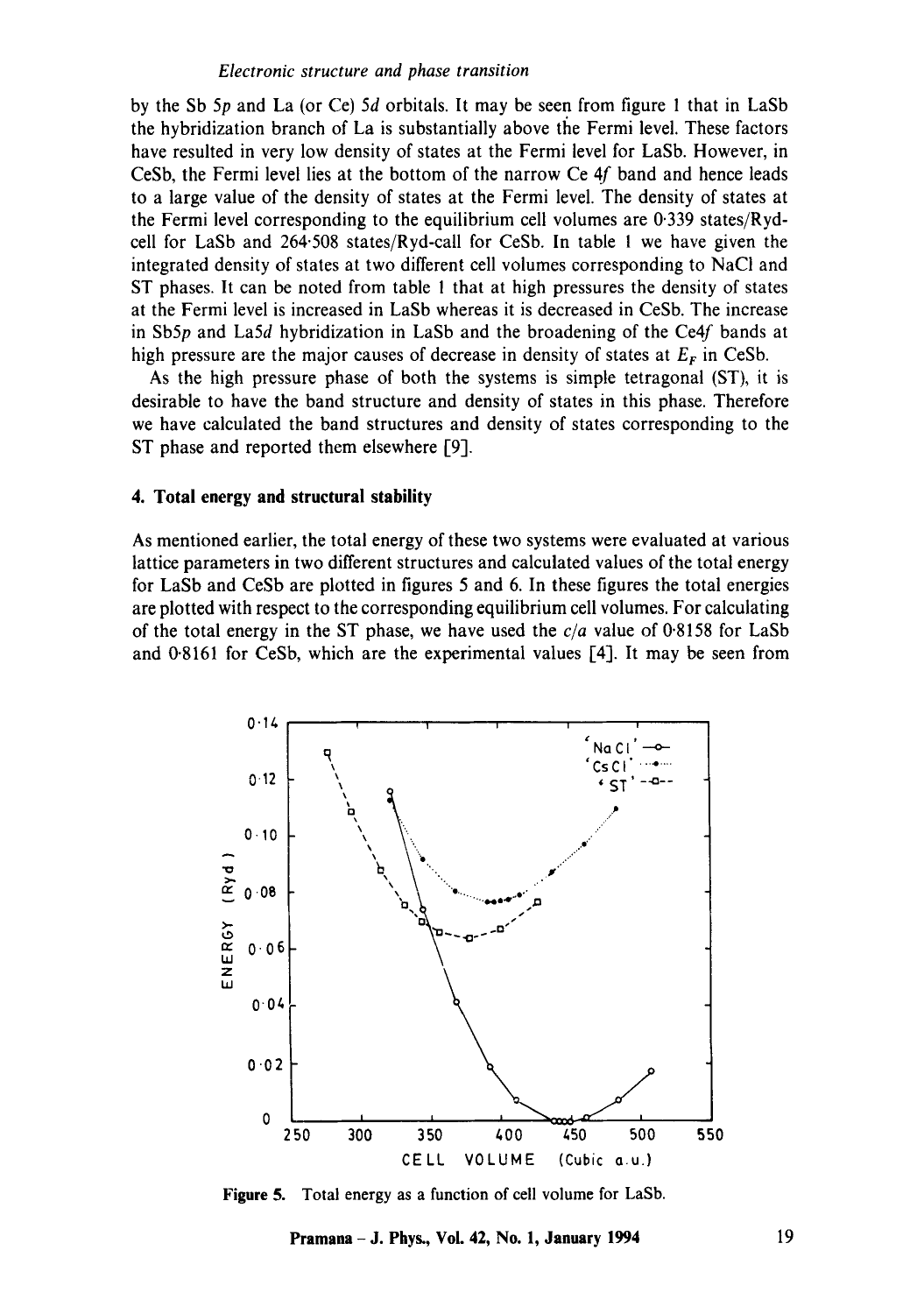by the Sb 5$p$ and La (or Ce) 5$d$ orbitals. It may be seen from figure 1 that in LaSb the hybridization branch of La is substantially above the Fermi level. These factors have resulted in very low density of states at the Fermi level for LaSb. However, in CeSb, the Fermi level lies at the bottom of the narrow Ce 4$f$ band and hence leads to a large value of the density of states at the Fermi level. The density of states at the Fermi level corresponding to the equilibrium cell volumes are 0·339 states/Ryd-cell for LaSb and 264·508 states/Ryd-call for CeSb. In table 1 we have given the integrated density of states at two different cell volumes corresponding to NaCl and ST phases. It can be noted from table 1 that at high pressures the density of states at the Fermi level is increased in LaSb whereas it is decreased in CeSb. The increase in Sb5$p$ and La5$d$ hybridization in LaSb and the broadening of the Ce4$f$ bands at high pressure are the major causes of decrease in density of states at $E_F$ in CeSb.

As the high pressure phase of both the systems is simple tetragonal (ST), it is desirable to have the band structure and density of states in this phase. Therefore we have calculated the band structures and density of states corresponding to the ST phase and reported them elsewhere [9].

## 4. Total energy and structural stability

As mentioned earlier, the total energy of these two systems were evaluated at various lattice parameters in two different structures and calculated values of the total energy for LaSb and CeSb are plotted in figures 5 and 6. In these figures the total energies are plotted with respect to the corresponding equilibrium cell volumes. For calculating of the total energy in the ST phase, we have used the $c/a$ value of 0·8158 for LaSb and 0·8161 for CeSb, which are the experimental values [4]. It may be seen from

**Figure 5.** Total energy as a function of cell volume for LaSb.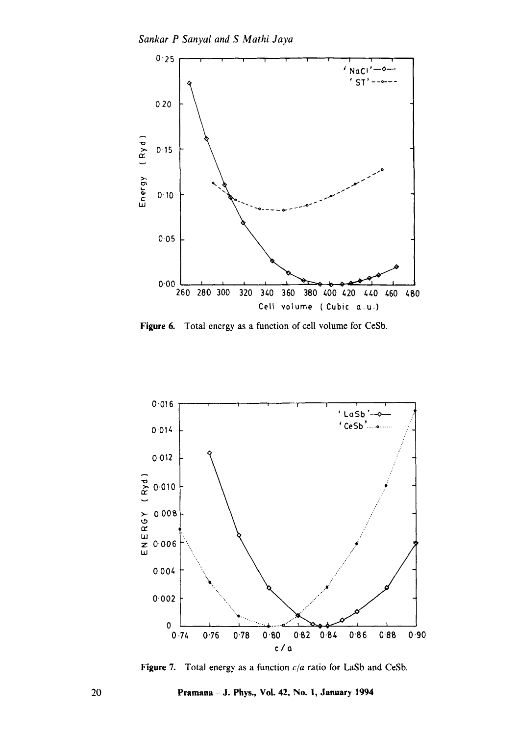Figure 6. Total energy as a function of cell volume for CeSb.

Figure 7. Total energy as a function $c/a$ ratio for LaSb and CeSb.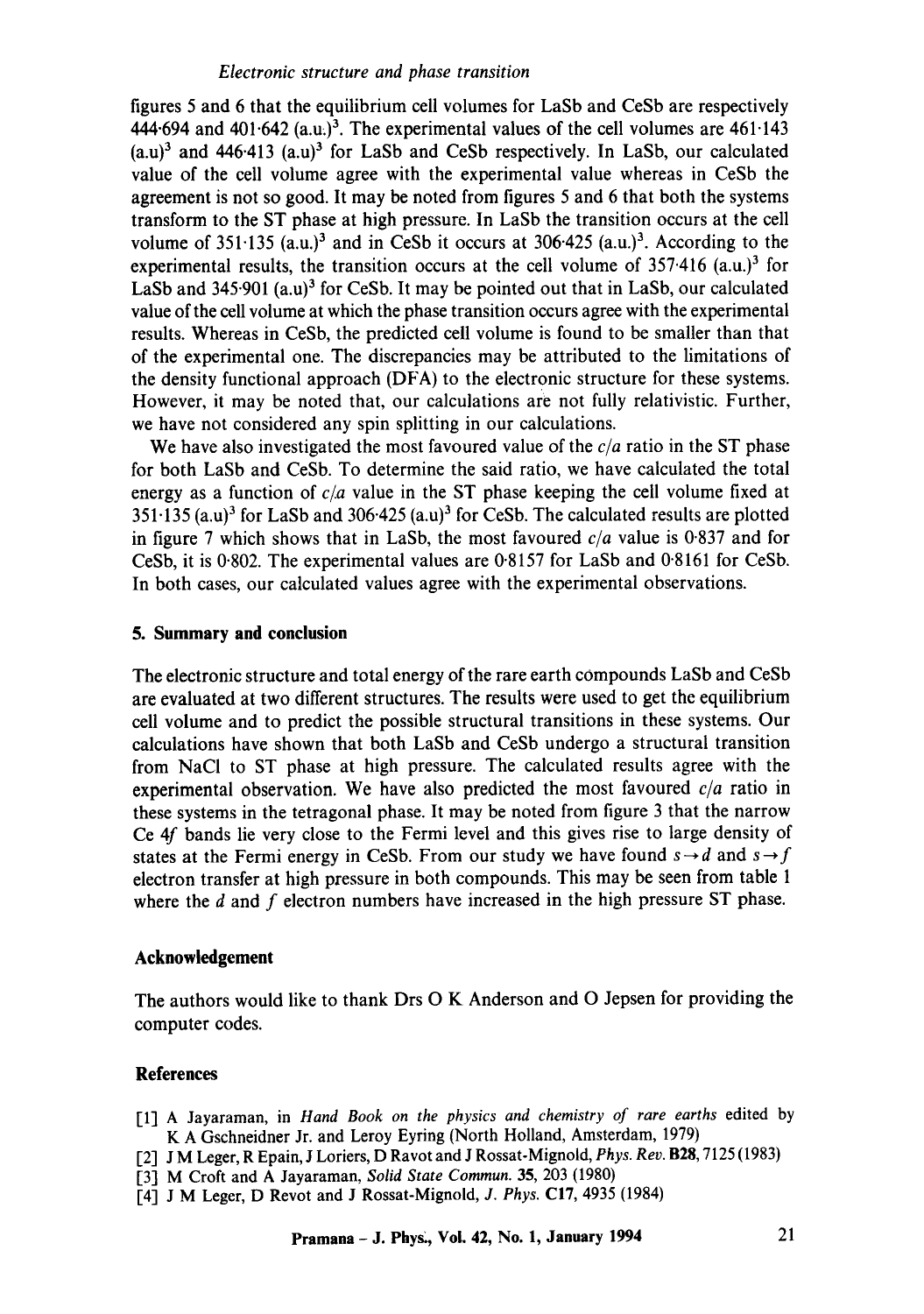figures 5 and 6 that the equilibrium cell volumes for LaSb and CeSb are respectively 444·694 and 401·642 (a.u.)$^3$. The experimental values of the cell volumes are 461·143 (a.u)$^3$ and 446·413 (a.u)$^3$ for LaSb and CeSb respectively. In LaSb, our calculated value of the cell volume agree with the experimental value whereas in CeSb the agreement is not so good. It may be noted from figures 5 and 6 that both the systems transform to the ST phase at high pressure. In LaSb the transition occurs at the cell volume of 351·135 (a.u.)$^3$ and in CeSb it occurs at 306·425 (a.u.)$^3$. According to the experimental results, the transition occurs at the cell volume of 357·416 (a.u.)$^3$ for LaSb and 345·901 (a.u)$^3$ for CeSb. It may be pointed out that in LaSb, our calculated value of the cell volume at which the phase transition occurs agree with the experimental results. Whereas in CeSb, the predicted cell volume is found to be smaller than that of the experimental one. The discrepancies may be attributed to the limitations of the density functional approach (DFA) to the electronic structure for these systems. However, it may be noted that, our calculations are not fully relativistic. Further, we have not considered any spin splitting in our calculations.

We have also investigated the most favoured value of the $c/a$ ratio in the ST phase for both LaSb and CeSb. To determine the said ratio, we have calculated the total energy as a function of $c/a$ value in the ST phase keeping the cell volume fixed at 351·135 (a.u)$^3$ for LaSb and 306·425 (a.u)$^3$ for CeSb. The calculated results are plotted in figure 7 which shows that in LaSb, the most favoured $c/a$ value is 0·837 and for CeSb, it is 0·802. The experimental values are 0·8157 for LaSb and 0·8161 for CeSb. In both cases, our calculated values agree with the experimental observations.

## 5. Summary and conclusion

The electronic structure and total energy of the rare earth compounds LaSb and CeSb are evaluated at two different structures. The results were used to get the equilibrium cell volume and to predict the possible structural transitions in these systems. Our calculations have shown that both LaSb and CeSb undergo a structural transition from NaCl to ST phase at high pressure. The calculated results agree with the experimental observation. We have also predicted the most favoured $c/a$ ratio in these systems in the tetragonal phase. It may be noted from figure 3 that the narrow Ce $4f$ bands lie very close to the Fermi level and this gives rise to large density of states at the Fermi energy in CeSb. From our study we have found $s \rightarrow d$ and $s \rightarrow f$ electron transfer at high pressure in both compounds. This may be seen from table 1 where the $d$ and $f$ electron numbers have increased in the high pressure ST phase.

## Acknowledgement

The authors would like to thank Drs O K Anderson and O Jepsen for providing the computer codes.

## References

[1] A Jayaraman, in *Hand Book on the physics and chemistry of rare earths* edited by K A Gschneidner Jr. and Leroy Eyring (North Holland, Amsterdam, 1979)

[2] J M Leger, R Epain, J Loriers, D Ravot and J Rossat-Mignold, *Phys. Rev.* **B28**, 7125 (1983)

[3] M Croft and A Jayaraman, *Solid State Commun.* **35**, 203 (1980)

[4] J M Leger, D Revot and J Rossat-Mignold, *J. Phys.* **C17**, 4935 (1984)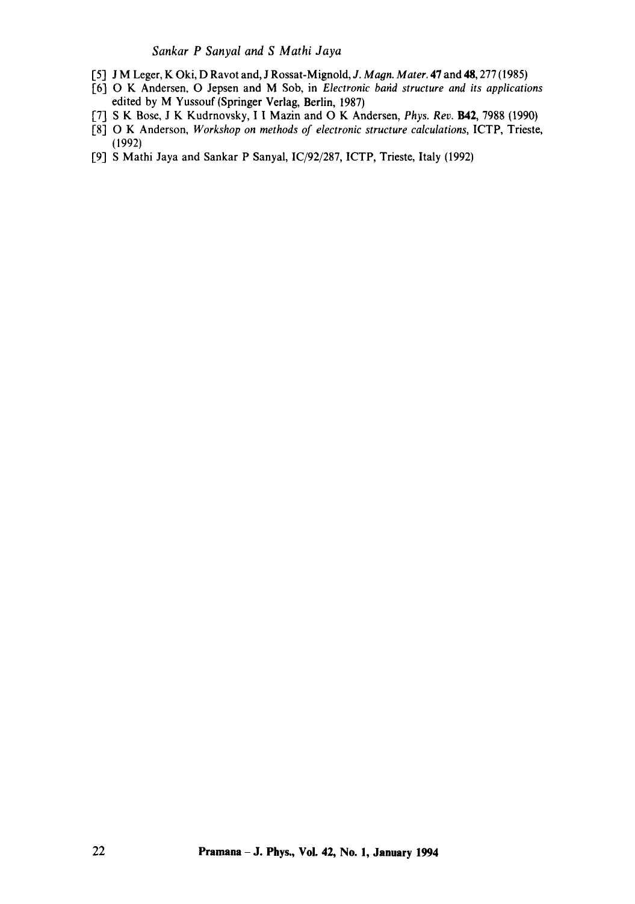[5] J M Leger, K Oki, D Ravot and, J Rossat-Mignold, *J. Magn. Mater.* **47** and **48**, 277 (1985)

[6] O K Andersen, O Jepsen and M Sob, in *Electronic band structure and its applications* edited by M Yussouf (Springer Verlag, Berlin, 1987)

[7] S K Bose, J K Kudrnovsky, I I Mazin and O K Andersen, *Phys. Rev.* **B42**, 7988 (1990)

[8] O K Anderson, *Workshop on methods of electronic structure calculations*, ICTP, Trieste, (1992)

[9] S Mathi Jaya and Sankar P Sanyal, IC/92/287, ICTP, Trieste, Italy (1992)